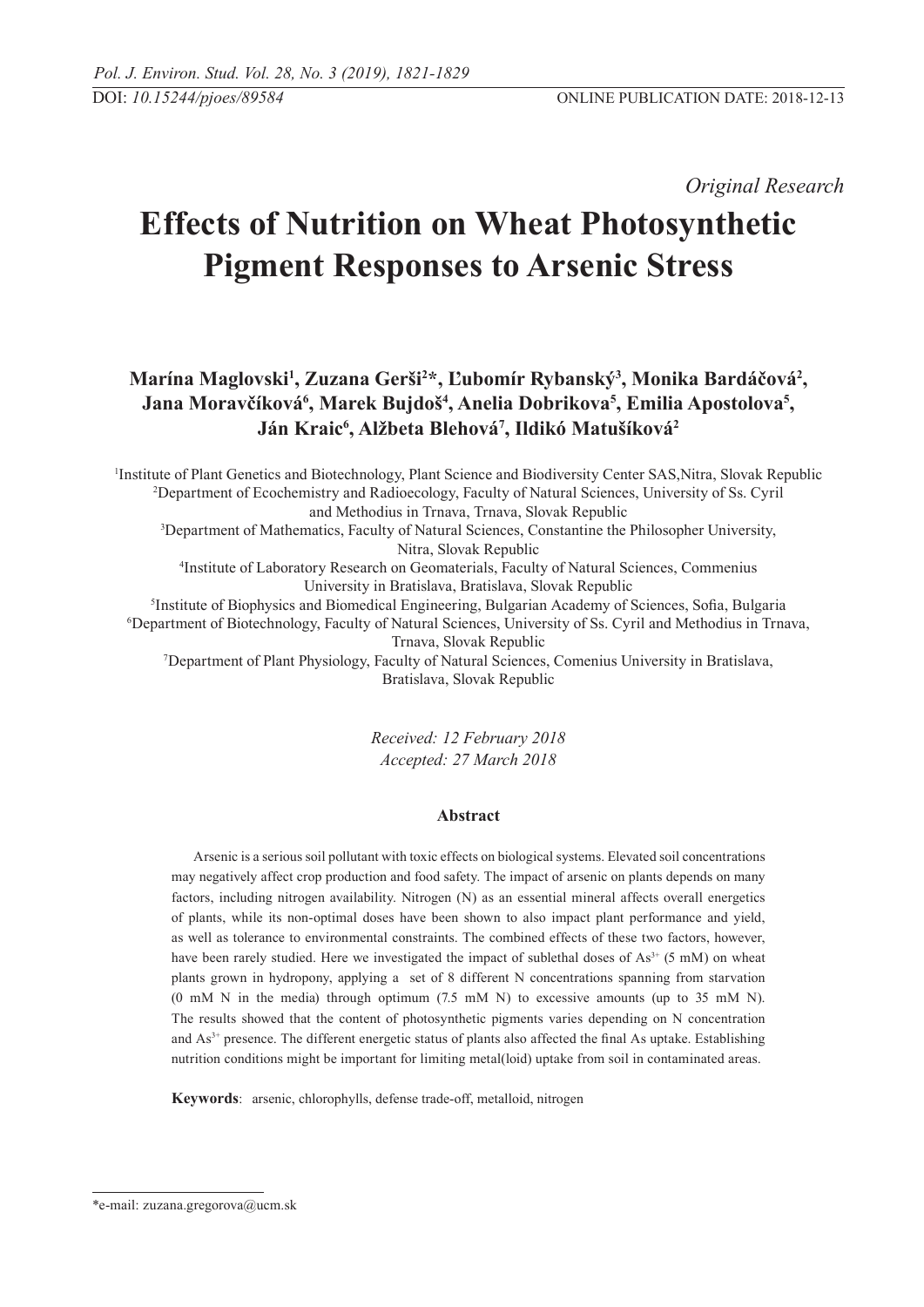DOI: *10.15244/pjoes/89584* ONLINE PUBLICATION DATE: 2018-12-13

*Original Research*

# Effects of Nutrition on Wheat Photosynthetic Pigment Responses to Arsenic Stress

**Marína Maglovski[1], Zuzana Gerši[2]*, Ľubomír Rybanský[3], Monika Bardáčová[2], Jana Moravčíková[6], Marek Bujdoš[4], Anelia Dobrikova[5], Emilia Apostolova[5], Ján Kraic[6], Alžbeta Blehová[7], Ildikó Matušíková[2]**

[1]Institute of Plant Genetics and Biotechnology, Plant Science and Biodiversity Center SAS,Nitra, Slovak Republic
[2]Department of Ecochemistry and Radioecology, Faculty of Natural Sciences, University of Ss. Cyril and Methodius in Trnava, Trnava, Slovak Republic
[3]Department of Mathematics, Faculty of Natural Sciences, Constantine the Philosopher University, Nitra, Slovak Republic
[4]Institute of Laboratory Research on Geomaterials, Faculty of Natural Sciences, Commenius University in Bratislava, Bratislava, Slovak Republic
[5]Institute of Biophysics and Biomedical Engineering, Bulgarian Academy of Sciences, Sofia, Bulgaria
[6]Department of Biotechnology, Faculty of Natural Sciences, University of Ss. Cyril and Methodius in Trnava, Trnava, Slovak Republic
[7]Department of Plant Physiology, Faculty of Natural Sciences, Comenius University in Bratislava, Bratislava, Slovak Republic

*Received: 12 February 2018*
*Accepted: 27 March 2018*

### Abstract

Arsenic is a serious soil pollutant with toxic effects on biological systems. Elevated soil concentrations may negatively affect crop production and food safety. The impact of arsenic on plants depends on many factors, including nitrogen availability. Nitrogen (N) as an essential mineral affects overall energetics of plants, while its non-optimal doses have been shown to also impact plant performance and yield, as well as tolerance to environmental constraints. The combined effects of these two factors, however, have been rarely studied. Here we investigated the impact of sublethal doses of $As^{3+}$ (5 mM) on wheat plants grown in hydropony, applying a set of 8 different N concentrations spanning from starvation (0 mM N in the media) through optimum (7.5 mM N) to excessive amounts (up to 35 mM N). The results showed that the content of photosynthetic pigments varies depending on N concentration and $As^{3+}$ presence. The different energetic status of plants also affected the final As uptake. Establishing nutrition conditions might be important for limiting metal(loid) uptake from soil in contaminated areas.

**Keywords**: arsenic, chlorophylls, defense trade-off, metalloid, nitrogen

*e-mail: zuzana.gregorova@ucm.sk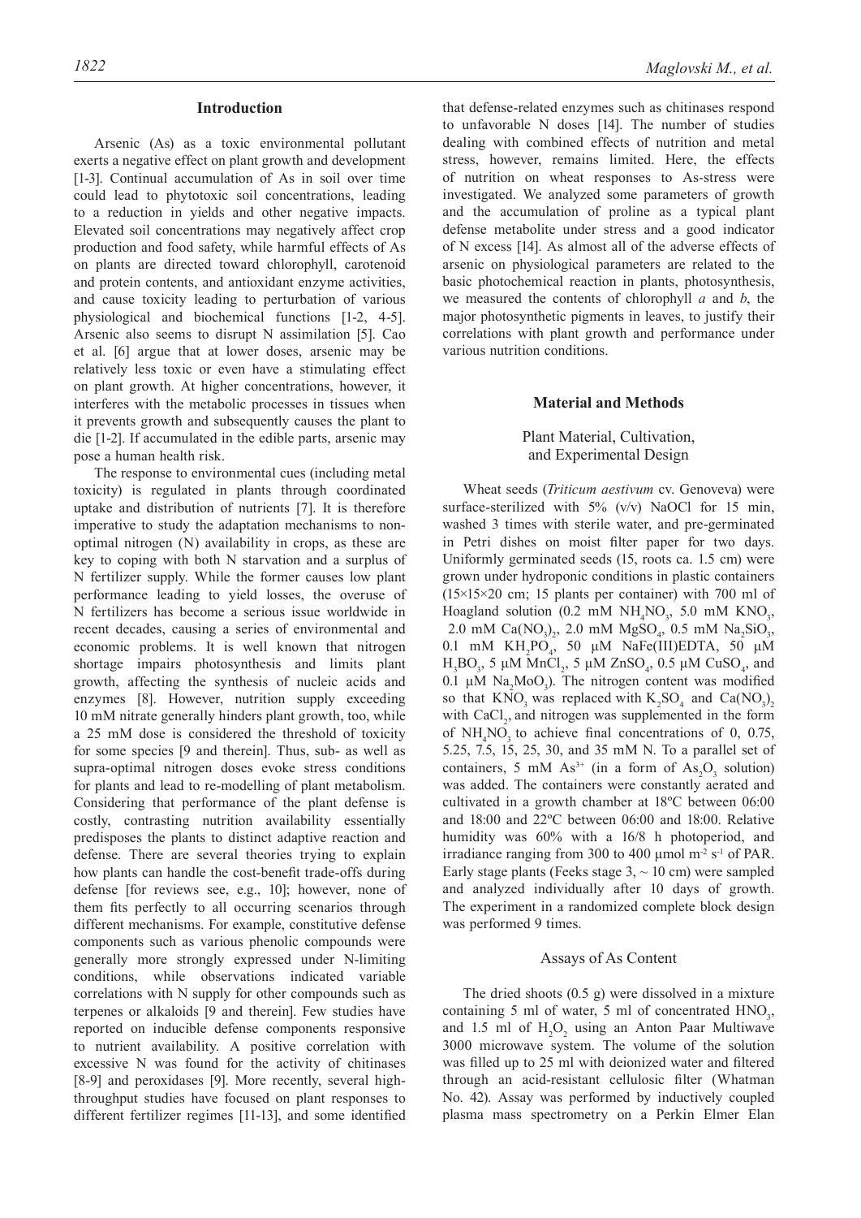## Introduction

Arsenic (As) as a toxic environmental pollutant exerts a negative effect on plant growth and development [1-3]. Continual accumulation of As in soil over time could lead to phytotoxic soil concentrations, leading to a reduction in yields and other negative impacts. Elevated soil concentrations may negatively affect crop production and food safety, while harmful effects of As on plants are directed toward chlorophyll, carotenoid and protein contents, and antioxidant enzyme activities, and cause toxicity leading to perturbation of various physiological and biochemical functions [1-2, 4-5]. Arsenic also seems to disrupt N assimilation [5]. Cao et al. [6] argue that at lower doses, arsenic may be relatively less toxic or even have a stimulating effect on plant growth. At higher concentrations, however, it interferes with the metabolic processes in tissues when it prevents growth and subsequently causes the plant to die [1-2]. If accumulated in the edible parts, arsenic may pose a human health risk.

The response to environmental cues (including metal toxicity) is regulated in plants through coordinated uptake and distribution of nutrients [7]. It is therefore imperative to study the adaptation mechanisms to non-optimal nitrogen (N) availability in crops, as these are key to coping with both N starvation and a surplus of N fertilizer supply. While the former causes low plant performance leading to yield losses, the overuse of N fertilizers has become a serious issue worldwide in recent decades, causing a series of environmental and economic problems. It is well known that nitrogen shortage impairs photosynthesis and limits plant growth, affecting the synthesis of nucleic acids and enzymes [8]. However, nutrition supply exceeding 10 mM nitrate generally hinders plant growth, too, while a 25 mM dose is considered the threshold of toxicity for some species [9 and therein]. Thus, sub- as well as supra-optimal nitrogen doses evoke stress conditions for plants and lead to re-modelling of plant metabolism. Considering that performance of the plant defense is costly, contrasting nutrition availability essentially predisposes the plants to distinct adaptive reaction and defense. There are several theories trying to explain how plants can handle the cost-benefit trade-offs during defense [for reviews see, e.g., 10]; however, none of them fits perfectly to all occurring scenarios through different mechanisms. For example, constitutive defense components such as various phenolic compounds were generally more strongly expressed under N-limiting conditions, while observations indicated variable correlations with N supply for other compounds such as terpenes or alkaloids [9 and therein]. Few studies have reported on inducible defense components responsive to nutrient availability. A positive correlation with excessive N was found for the activity of chitinases [8-9] and peroxidases [9]. More recently, several high-throughput studies have focused on plant responses to different fertilizer regimes [11-13], and some identified that defense-related enzymes such as chitinases respond to unfavorable N doses [14]. The number of studies dealing with combined effects of nutrition and metal stress, however, remains limited. Here, the effects of nutrition on wheat responses to As-stress were investigated. We analyzed some parameters of growth and the accumulation of proline as a typical plant defense metabolite under stress and a good indicator of N excess [14]. As almost all of the adverse effects of arsenic on physiological parameters are related to the basic photochemical reaction in plants, photosynthesis, we measured the contents of chlorophyll *a* and *b*, the major photosynthetic pigments in leaves, to justify their correlations with plant growth and performance under various nutrition conditions.

## Material and Methods

### Plant Material, Cultivation, and Experimental Design

Wheat seeds (*Triticum aestivum* cv. Genoveva) were surface-sterilized with 5% (v/v) NaOCl for 15 min, washed 3 times with sterile water, and pre-germinated in Petri dishes on moist filter paper for two days. Uniformly germinated seeds (15, roots ca. 1.5 cm) were grown under hydroponic conditions in plastic containers (15×15×20 cm; 15 plants per container) with 700 ml of Hoagland solution (0.2 mM $NH_4NO_3$, 5.0 mM $KNO_3$, 2.0 mM $Ca(NO_3)_2$, 2.0 mM $MgSO_4$, 0.5 mM $Na_2SiO_3$, 0.1 mM $KH_2PO_4$, 50 µM NaFe(III)EDTA, 50 µM $H_3BO_3$, 5 µM $MnCl_2$, 5 µM $ZnSO_4$, 0.5 µM $CuSO_4$, and 0.1 µM $Na_2MoO_3$). The nitrogen content was modified so that $KNO_3$ was replaced with $K_2SO_4$ and $Ca(NO_3)_2$ with $CaCl_2$, and nitrogen was supplemented in the form of $NH_4NO_3$ to achieve final concentrations of 0, 0.75, 5.25, 7.5, 15, 25, 30, and 35 mM N. To a parallel set of containers, 5 mM $As^{3+}$ (in a form of $As_2O_3$ solution) was added. The containers were constantly aerated and cultivated in a growth chamber at 18ºC between 06:00 and 18:00 and 22ºC between 06:00 and 18:00. Relative humidity was 60% with a 16/8 h photoperiod, and irradiance ranging from 300 to 400 µmol $m^{-2}$ $s^{-1}$ of PAR. Early stage plants (Feeks stage 3, ~ 10 cm) were sampled and analyzed individually after 10 days of growth. The experiment in a randomized complete block design was performed 9 times.

### Assays of As Content

The dried shoots (0.5 g) were dissolved in a mixture containing 5 ml of water, 5 ml of concentrated $HNO_3$, and 1.5 ml of $H_2O_2$ using an Anton Paar Multiwave 3000 microwave system. The volume of the solution was filled up to 25 ml with deionized water and filtered through an acid-resistant cellulosic filter (Whatman No. 42). Assay was performed by inductively coupled plasma mass spectrometry on a Perkin Elmer Elan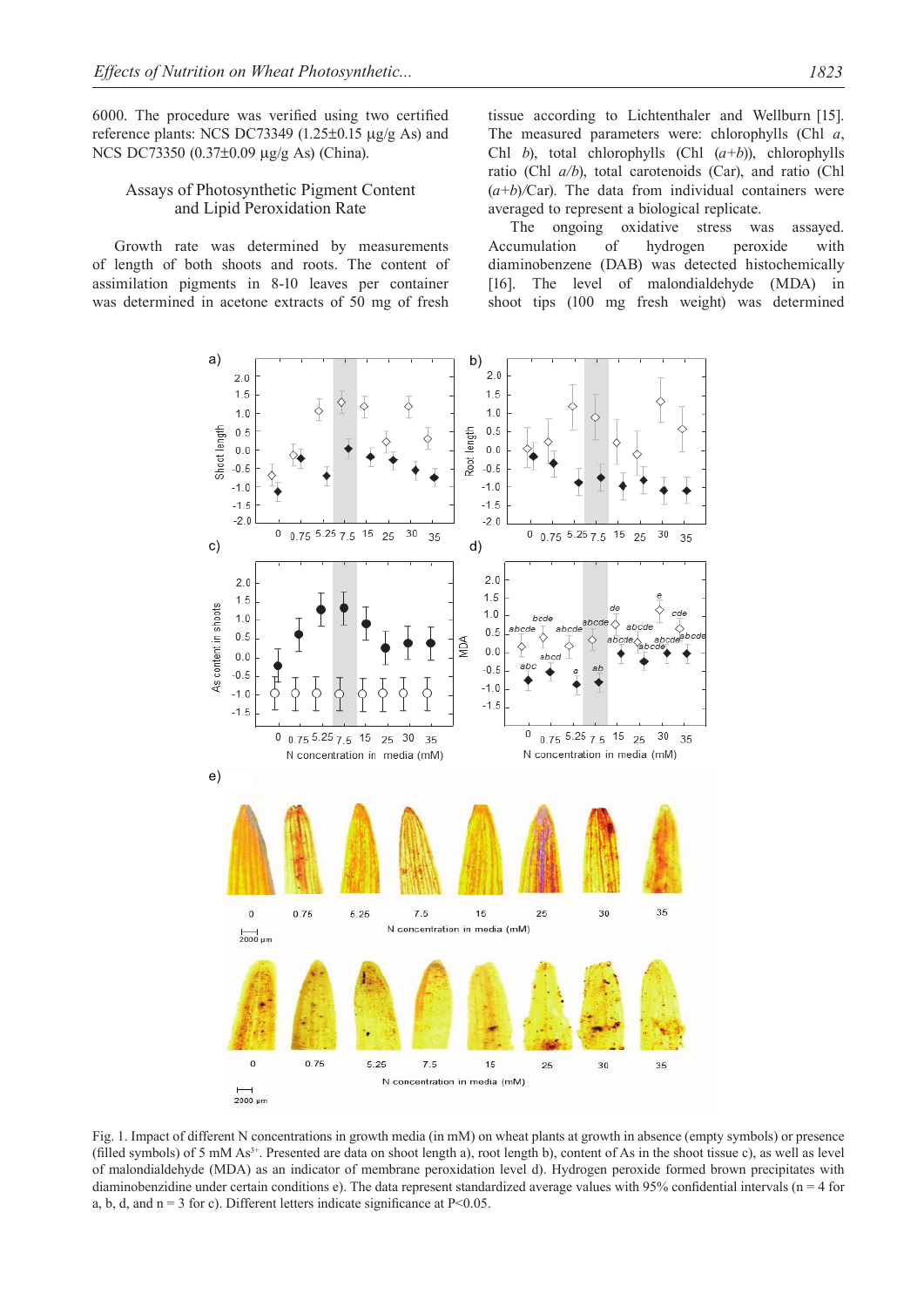6000. The procedure was verified using two certified reference plants: NCS DC73349 (1.25±0.15 µg/g As) and NCS DC73350 (0.37±0.09 µg/g As) (China).

## Assays of Photosynthetic Pigment Content and Lipid Peroxidation Rate

Growth rate was determined by measurements of length of both shoots and roots. The content of assimilation pigments in 8-10 leaves per container was determined in acetone extracts of 50 mg of fresh tissue according to Lichtenthaler and Wellburn [15]. The measured parameters were: chlorophylls (Chl *a*, Chl *b*), total chlorophylls (Chl (*a*+*b*)), chlorophylls ratio (Chl *a*/*b*), total carotenoids (Car), and ratio (Chl (*a*+*b*)/Car). The data from individual containers were averaged to represent a biological replicate.

The ongoing oxidative stress was assayed. Accumulation of hydrogen peroxide with diaminobenzene (DAB) was detected histochemically [16]. The level of malondialdehyde (MDA) in shoot tips (100 mg fresh weight) was determined

Fig. 1. Impact of different N concentrations in growth media (in mM) on wheat plants at growth in absence (empty symbols) or presence (filled symbols) of 5 mM $As^{3+}$. Presented are data on shoot length a), root length b), content of As in the shoot tissue c), as well as level of malondialdehyde (MDA) as an indicator of membrane peroxidation level d). Hydrogen peroxide formed brown precipitates with diaminobenzidine under certain conditions e). The data represent standardized average values with 95% confidential intervals (n = 4 for a, b, d, and n = 3 for c). Different letters indicate significance at P<0.05.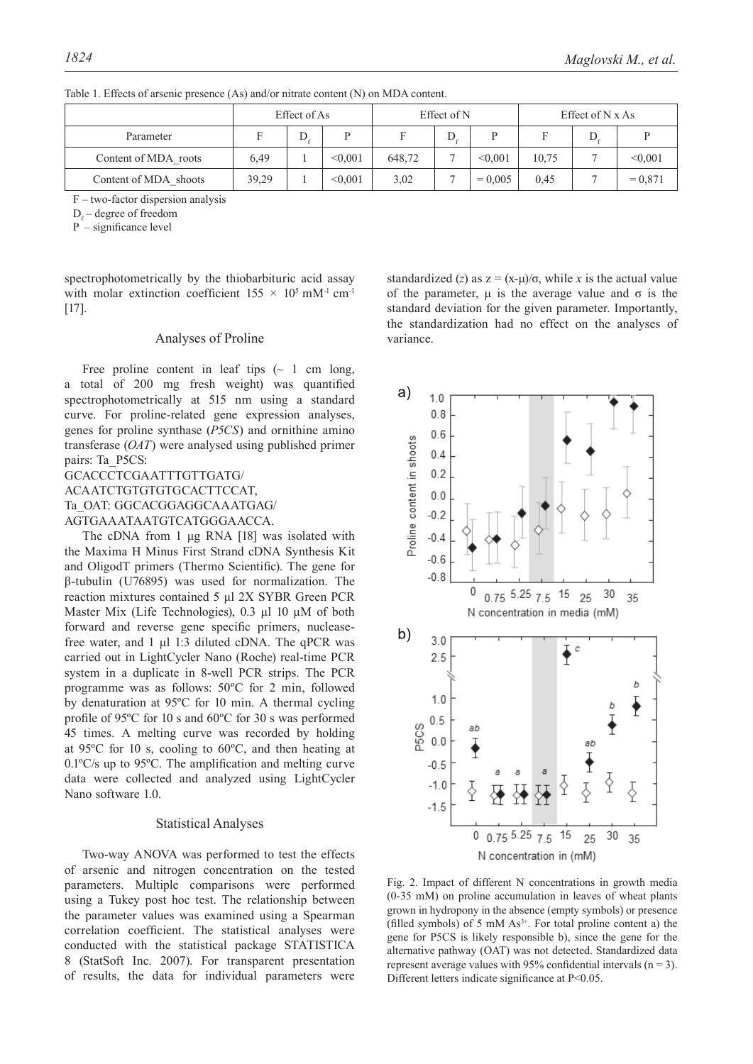Table 1. Effects of arsenic presence (As) and/or nitrate content (N) on MDA content.

| | Effect of As | | | Effect of N | | | Effect of N x As | | |
|---|---|---|---|---|---|---|---|---|---|
| Parameter | F | $D_f$ | P | F | $D_f$ | P | F | $D_f$ | P |
| Content of MDA_roots | 6,49 | 1 | <0,001 | 648,72 | 7 | <0,001 | 10,75 | 7 | <0,001 |
| Content of MDA_shoots | 39,29 | 1 | <0,001 | 3,02 | 7 | = 0,005 | 0,45 | 7 | = 0,871 |

F – two-factor dispersion analysis

$D_f$ – degree of freedom

P – significance level

spectrophotometrically by the thiobarbituric acid assay with molar extinction coefficient $155 \times 10^5$ $mM^{-1}$ $cm^{-1}$ [17].

## Analyses of Proline

Free proline content in leaf tips (~ 1 cm long, a total of 200 mg fresh weight) was quantified spectrophotometrically at 515 nm using a standard curve. For proline-related gene expression analyses, genes for proline synthase (*P5CS*) and ornithine amino transferase (*OAT*) were analysed using published primer pairs: Ta_P5CS:
GCACCCTCGAATTTGTTGATG/
ACAATCTGTGTGTGCACTTCCAT,
Ta_OAT: GGCACGGAGGCAAATGAG/
AGTGAAATAATGTCATGGGAACCA.

The cDNA from 1 µg RNA [18] was isolated with the Maxima H Minus First Strand cDNA Synthesis Kit and OligodT primers (Thermo Scientific). The gene for β-tubulin (U76895) was used for normalization. The reaction mixtures contained 5 µl 2X SYBR Green PCR Master Mix (Life Technologies), 0.3 µl 10 µM of both forward and reverse gene specific primers, nuclease-free water, and 1 µl 1:3 diluted cDNA. The qPCR was carried out in LightCycler Nano (Roche) real-time PCR system in a duplicate in 8-well PCR strips. The PCR programme was as follows: 50ºC for 2 min, followed by denaturation at 95ºC for 10 min. A thermal cycling profile of 95ºC for 10 s and 60ºC for 30 s was performed 45 times. A melting curve was recorded by holding at 95ºC for 10 s, cooling to 60ºC, and then heating at 0.1ºC/s up to 95ºC. The amplification and melting curve data were collected and analyzed using LightCycler Nano software 1.0.

## Statistical Analyses

Two-way ANOVA was performed to test the effects of arsenic and nitrogen concentration on the tested parameters. Multiple comparisons were performed using a Tukey post hoc test. The relationship between the parameter values was examined using a Spearman correlation coefficient. The statistical analyses were conducted with the statistical package STATISTICA 8 (StatSoft Inc. 2007). For transparent presentation of results, the data for individual parameters were standardized ($z$) as $z = (x-\mu)/\sigma$, while $x$ is the actual value of the parameter, $\mu$ is the average value and $\sigma$ is the standard deviation for the given parameter. Importantly, the standardization had no effect on the analyses of variance.

Fig. 2. Impact of different N concentrations in growth media (0-35 mM) on proline accumulation in leaves of wheat plants grown in hydropony in the absence (empty symbols) or presence (filled symbols) of 5 mM $As^{3+}$. For total proline content a) the gene for P5CS is likely responsible b), since the gene for the alternative pathway (OAT) was not detected. Standardized data represent average values with 95% confidential intervals (n = 3). Different letters indicate significance at P<0.05.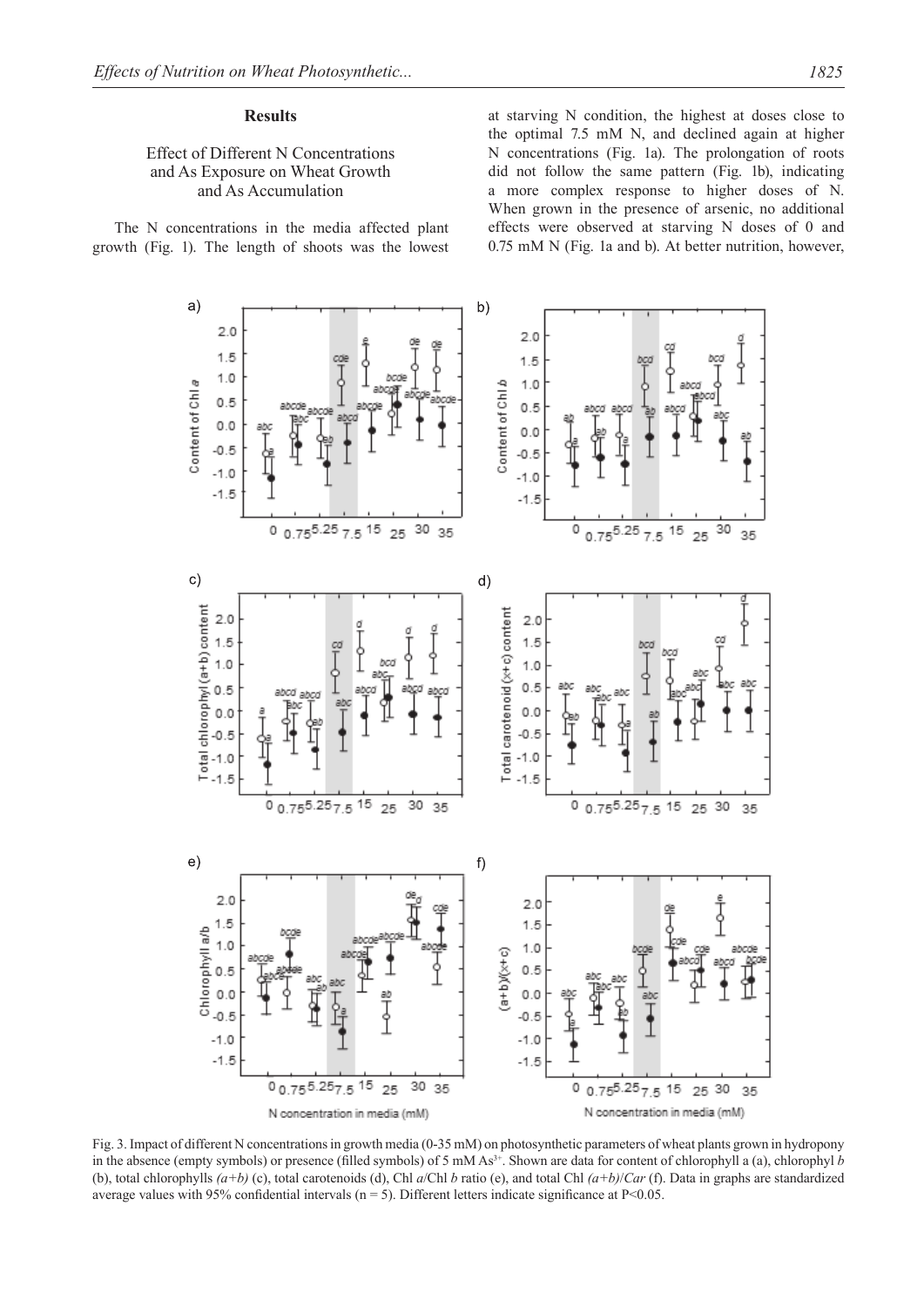## Results

### Effect of Different N Concentrations and As Exposure on Wheat Growth and As Accumulation

The N concentrations in the media affected plant growth (Fig. 1). The length of shoots was the lowest at starving N condition, the highest at doses close to the optimal 7.5 mM N, and declined again at higher N concentrations (Fig. 1a). The prolongation of roots did not follow the same pattern (Fig. 1b), indicating a more complex response to higher doses of N. When grown in the presence of arsenic, no additional effects were observed at starving N doses of 0 and 0.75 mM N (Fig. 1a and b). At better nutrition, however,

Fig. 3. Impact of different N concentrations in growth media (0-35 mM) on photosynthetic parameters of wheat plants grown in hydropony in the absence (empty symbols) or presence (filled symbols) of 5 mM $As^{3+}$. Shown are data for content of chlorophyll a (a), chlorophyl *b* (b), total chlorophylls *(a+b)* (c), total carotenoids (d), Chl *a*/Chl *b* ratio (e), and total Chl *(a+b)*/*Car* (f). Data in graphs are standardized average values with 95% confidential intervals (n = 5). Different letters indicate significance at P<0.05.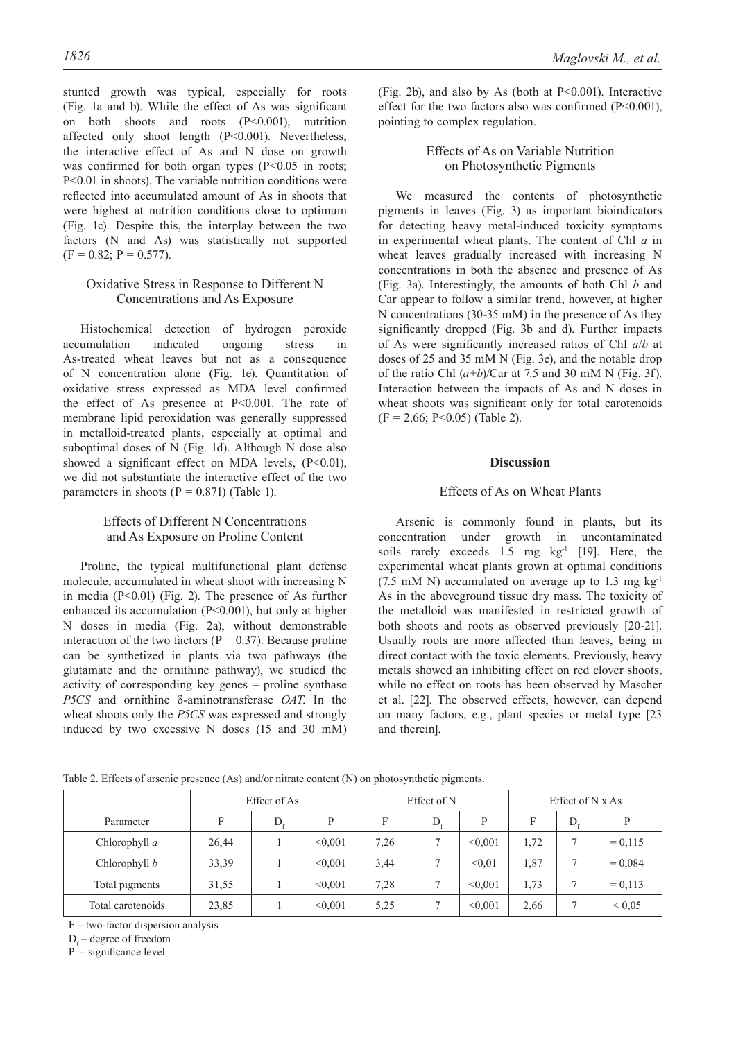stunted growth was typical, especially for roots (Fig. 1a and b). While the effect of As was significant on both shoots and roots ($P<0.001$), nutrition affected only shoot length ($P<0.001$). Nevertheless, the interactive effect of As and N dose on growth was confirmed for both organ types ($P<0.05$ in roots; $P<0.01$ in shoots). The variable nutrition conditions were reflected into accumulated amount of As in shoots that were highest at nutrition conditions close to optimum (Fig. 1c). Despite this, the interplay between the two factors (N and As) was statistically not supported ($F = 0.82$; $P = 0.577$).

### Oxidative Stress in Response to Different N Concentrations and As Exposure

Histochemical detection of hydrogen peroxide accumulation indicated ongoing stress in As-treated wheat leaves but not as a consequence of N concentration alone (Fig. 1e). Quantitation of oxidative stress expressed as MDA level confirmed the effect of As presence at $P<0.001$. The rate of membrane lipid peroxidation was generally suppressed in metalloid-treated plants, especially at optimal and suboptimal doses of N (Fig. 1d). Although N dose also showed a significant effect on MDA levels, ($P<0.01$), we did not substantiate the interactive effect of the two parameters in shoots ($P = 0.871$) (Table 1).

### Effects of Different N Concentrations and As Exposure on Proline Content

Proline, the typical multifunctional plant defense molecule, accumulated in wheat shoot with increasing N in media ($P<0.01$) (Fig. 2). The presence of As further enhanced its accumulation ($P<0.001$), but only at higher N doses in media (Fig. 2a), without demonstrable interaction of the two factors ($P = 0.37$). Because proline can be synthetized in plants via two pathways (the glutamate and the ornithine pathway), we studied the activity of corresponding key genes – proline synthase *P5CS* and ornithine δ-aminotransferase *OAT*. In the wheat shoots only the *P5CS* was expressed and strongly induced by two excessive N doses (15 and 30 mM) (Fig. 2b), and also by As (both at $P<0.001$). Interactive effect for the two factors also was confirmed ($P<0.001$), pointing to complex regulation.

### Effects of As on Variable Nutrition on Photosynthetic Pigments

We measured the contents of photosynthetic pigments in leaves (Fig. 3) as important bioindicators for detecting heavy metal-induced toxicity symptoms in experimental wheat plants. The content of Chl *a* in wheat leaves gradually increased with increasing N concentrations in both the absence and presence of As (Fig. 3a). Interestingly, the amounts of both Chl *b* and Car appear to follow a similar trend, however, at higher N concentrations (30-35 mM) in the presence of As they significantly dropped (Fig. 3b and d). Further impacts of As were significantly increased ratios of Chl *a*/*b* at doses of 25 and 35 mM N (Fig. 3e), and the notable drop of the ratio Chl (*a*+*b*)/Car at 7.5 and 30 mM N (Fig. 3f). Interaction between the impacts of As and N doses in wheat shoots was significant only for total carotenoids ($F = 2.66$; $P<0.05$) (Table 2).

## Discussion

### Effects of As on Wheat Plants

Arsenic is commonly found in plants, but its concentration under growth in uncontaminated soils rarely exceeds 1.5 mg $kg^{-1}$ [19]. Here, the experimental wheat plants grown at optimal conditions (7.5 mM N) accumulated on average up to 1.3 mg $kg^{-1}$ As in the aboveground tissue dry mass. The toxicity of the metalloid was manifested in restricted growth of both shoots and roots as observed previously [20-21]. Usually roots are more affected than leaves, being in direct contact with the toxic elements. Previously, heavy metals showed an inhibiting effect on red clover shoots, while no effect on roots has been observed by Mascher et al. [22]. The observed effects, however, can depend on many factors, e.g., plant species or metal type [23 and therein].

Table 2. Effects of arsenic presence (As) and/or nitrate content (N) on photosynthetic pigments.

| | Effect of As | | | Effect of N | | | Effect of N x As | | |
|---|---|---|---|---|---|---|---|---|---|
| Parameter | F | $D_f$ | P | F | $D_f$ | P | F | $D_f$ | P |
| Chlorophyll *a* | 26,44 | 1 | <0,001 | 7,26 | 7 | <0,001 | 1,72 | 7 | = 0,115 |
| Chlorophyll *b* | 33,39 | 1 | <0,001 | 3,44 | 7 | <0,01 | 1,87 | 7 | = 0,084 |
| Total pigments | 31,55 | 1 | <0,001 | 7,28 | 7 | <0,001 | 1,73 | 7 | = 0,113 |
| Total carotenoids | 23,85 | 1 | <0,001 | 5,25 | 7 | <0,001 | 2,66 | 7 | < 0,05 |

F – two-factor dispersion analysis

$D_f$ – degree of freedom

P – significance level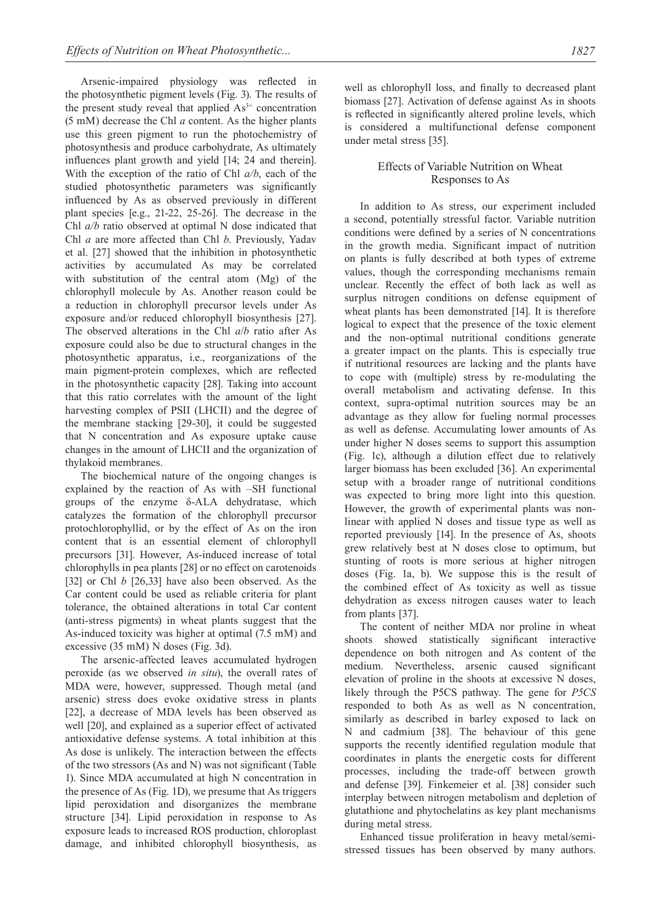Arsenic-impaired physiology was reflected in the photosynthetic pigment levels (Fig. 3). The results of the present study reveal that applied $As^{3+}$ concentration (5 mM) decrease the Chl *a* content. As the higher plants use this green pigment to run the photochemistry of photosynthesis and produce carbohydrate, As ultimately influences plant growth and yield [14; 24 and therein]. With the exception of the ratio of Chl *a/b*, each of the studied photosynthetic parameters was significantly influenced by As as observed previously in different plant species [e.g., 21-22, 25-26]. The decrease in the Chl *a/b* ratio observed at optimal N dose indicated that Chl *a* are more affected than Chl *b*. Previously, Yadav et al. [27] showed that the inhibition in photosynthetic activities by accumulated As may be correlated with substitution of the central atom (Mg) of the chlorophyll molecule by As. Another reason could be a reduction in chlorophyll precursor levels under As exposure and/or reduced chlorophyll biosynthesis [27]. The observed alterations in the Chl *a/b* ratio after As exposure could also be due to structural changes in the photosynthetic apparatus, i.e., reorganizations of the main pigment-protein complexes, which are reflected in the photosynthetic capacity [28]. Taking into account that this ratio correlates with the amount of the light harvesting complex of PSII (LHCII) and the degree of the membrane stacking [29-30], it could be suggested that N concentration and As exposure uptake cause changes in the amount of LHCII and the organization of thylakoid membranes.

The biochemical nature of the ongoing changes is explained by the reaction of As with –SH functional groups of the enzyme δ-ALA dehydratase, which catalyzes the formation of the chlorophyll precursor protochlorophyllid, or by the effect of As on the iron content that is an essential element of chlorophyll precursors [31]. However, As-induced increase of total chlorophylls in pea plants [28] or no effect on carotenoids [32] or Chl *b* [26,33] have also been observed. As the Car content could be used as reliable criteria for plant tolerance, the obtained alterations in total Car content (anti-stress pigments) in wheat plants suggest that the As-induced toxicity was higher at optimal (7.5 mM) and excessive (35 mM) N doses (Fig. 3d).

The arsenic-affected leaves accumulated hydrogen peroxide (as we observed *in situ*), the overall rates of MDA were, however, suppressed. Though metal (and arsenic) stress does evoke oxidative stress in plants [22], a decrease of MDA levels has been observed as well [20], and explained as a superior effect of activated antioxidative defense systems. A total inhibition at this As dose is unlikely. The interaction between the effects of the two stressors (As and N) was not significant (Table 1). Since MDA accumulated at high N concentration in the presence of As (Fig. 1D), we presume that As triggers lipid peroxidation and disorganizes the membrane structure [34]. Lipid peroxidation in response to As exposure leads to increased ROS production, chloroplast damage, and inhibited chlorophyll biosynthesis, as well as chlorophyll loss, and finally to decreased plant biomass [27]. Activation of defense against As in shoots is reflected in significantly altered proline levels, which is considered a multifunctional defense component under metal stress [35].

## Effects of Variable Nutrition on Wheat Responses to As

In addition to As stress, our experiment included a second, potentially stressful factor. Variable nutrition conditions were defined by a series of N concentrations in the growth media. Significant impact of nutrition on plants is fully described at both types of extreme values, though the corresponding mechanisms remain unclear. Recently the effect of both lack as well as surplus nitrogen conditions on defense equipment of wheat plants has been demonstrated [14]. It is therefore logical to expect that the presence of the toxic element and the non-optimal nutritional conditions generate a greater impact on the plants. This is especially true if nutritional resources are lacking and the plants have to cope with (multiple) stress by re-modulating the overall metabolism and activating defense. In this context, supra-optimal nutrition sources may be an advantage as they allow for fueling normal processes as well as defense. Accumulating lower amounts of As under higher N doses seems to support this assumption (Fig. 1c), although a dilution effect due to relatively larger biomass has been excluded [36]. An experimental setup with a broader range of nutritional conditions was expected to bring more light into this question. However, the growth of experimental plants was non-linear with applied N doses and tissue type as well as reported previously [14]. In the presence of As, shoots grew relatively best at N doses close to optimum, but stunting of roots is more serious at higher nitrogen doses (Fig. 1a, b). We suppose this is the result of the combined effect of As toxicity as well as tissue dehydration as excess nitrogen causes water to leach from plants [37].

The content of neither MDA nor proline in wheat shoots showed statistically significant interactive dependence on both nitrogen and As content of the medium. Nevertheless, arsenic caused significant elevation of proline in the shoots at excessive N doses, likely through the P5CS pathway. The gene for *P5CS* responded to both As as well as N concentration, similarly as described in barley exposed to lack on N and cadmium [38]. The behaviour of this gene supports the recently identified regulation module that coordinates in plants the energetic costs for different processes, including the trade-off between growth and defense [39]. Finkemeier et al. [38] consider such interplay between nitrogen metabolism and depletion of glutathione and phytochelatins as key plant mechanisms during metal stress.

Enhanced tissue proliferation in heavy metal/semi-stressed tissues has been observed by many authors.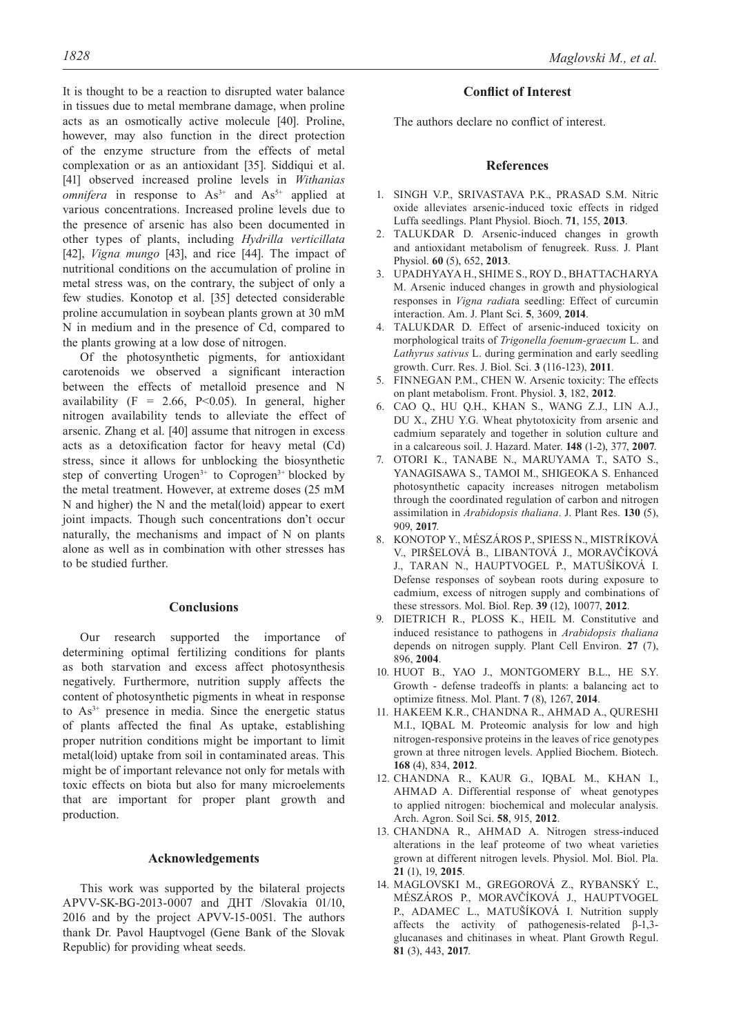It is thought to be a reaction to disrupted water balance in tissues due to metal membrane damage, when proline acts as an osmotically active molecule [40]. Proline, however, may also function in the direct protection of the enzyme structure from the effects of metal complexation or as an antioxidant [35]. Siddiqui et al. [41] observed increased proline levels in *Withanias omnifera* in response to $As^{3+}$ and $As^{5+}$ applied at various concentrations. Increased proline levels due to the presence of arsenic has also been documented in other types of plants, including *Hydrilla verticillata* [42], *Vigna mungo* [43], and rice [44]. The impact of nutritional conditions on the accumulation of proline in metal stress was, on the contrary, the subject of only a few studies. Konotop et al. [35] detected considerable proline accumulation in soybean plants grown at 30 mM N in medium and in the presence of Cd, compared to the plants growing at a low dose of nitrogen.

Of the photosynthetic pigments, for antioxidant carotenoids we observed a significant interaction between the effects of metalloid presence and N availability ($F = 2.66$, $P<0.05$). In general, higher nitrogen availability tends to alleviate the effect of arsenic. Zhang et al. [40] assume that nitrogen in excess acts as a detoxification factor for heavy metal (Cd) stress, since it allows for unblocking the biosynthetic step of converting $Urogen^{3+}$ to $Coprogen^{3+}$ blocked by the metal treatment. However, at extreme doses (25 mM N and higher) the N and the metal(loid) appear to exert joint impacts. Though such concentrations don't occur naturally, the mechanisms and impact of N on plants alone as well as in combination with other stresses has to be studied further.

## Conclusions

Our research supported the importance of determining optimal fertilizing conditions for plants as both starvation and excess affect photosynthesis negatively. Furthermore, nutrition supply affects the content of photosynthetic pigments in wheat in response to $As^{3+}$ presence in media. Since the energetic status of plants affected the final As uptake, establishing proper nutrition conditions might be important to limit metal(loid) uptake from soil in contaminated areas. This might be of important relevance not only for metals with toxic effects on biota but also for many microelements that are important for proper plant growth and production.

## Acknowledgements

This work was supported by the bilateral projects APVV-SK-BG-2013-0007 and ДНТ /Slovakia 01/10, 2016 and by the project APVV-15-0051. The authors thank Dr. Pavol Hauptvogel (Gene Bank of the Slovak Republic) for providing wheat seeds.

## Conflict of Interest

The authors declare no conflict of interest.

## References

1. SINGH V.P., SRIVASTAVA P.K., PRASAD S.M. Nitric oxide alleviates arsenic-induced toxic effects in ridged Luffa seedlings. Plant Physiol. Bioch. **71**, 155, **2013**.
2. TALUKDAR D. Arsenic-induced changes in growth and antioxidant metabolism of fenugreek. Russ. J. Plant Physiol. **60** (5), 652, **2013**.
3. UPADHYAYA H., SHIME S., ROY D., BHATTACHARYA M. Arsenic induced changes in growth and physiological responses in *Vigna radiat*a seedling: Effect of curcumin interaction. Am. J. Plant Sci. **5**, 3609, **2014**.
4. TALUKDAR D. Effect of arsenic-induced toxicity on morphological traits of *Trigonella foenum-graecum* L. and *Lathyrus sativus* L. during germination and early seedling growth. Curr. Res. J. Biol. Sci. **3** (116-123), **2011**.
5. FINNEGAN P.M., CHEN W. Arsenic toxicity: The effects on plant metabolism. Front. Physiol. **3**, 182, **2012**.
6. CAO Q., HU Q.H., KHAN S., WANG Z.J., LIN A.J., DU X., ZHU Y.G. Wheat phytotoxicity from arsenic and cadmium separately and together in solution culture and in a calcareous soil. J. Hazard. Mater. **148** (1-2), 377, **2007**.
7. OTORI K., TANABE N., MARUYAMA T., SATO S., YANAGISAWA S., TAMOI M., SHIGEOKA S. Enhanced photosynthetic capacity increases nitrogen metabolism through the coordinated regulation of carbon and nitrogen assimilation in *Arabidopsis thaliana*. J. Plant Res. **130** (5), 909, **2017**.
8. KONOTOP Y., MÉSZÁROS P., SPIESS N., MISTRÍKOVÁ V., PIRŠELOVÁ B., LIBANTOVÁ J., MORAVČÍKOVÁ J., TARAN N., HAUPTVOGEL P., MATUŠÍKOVÁ I. Defense responses of soybean roots during exposure to cadmium, excess of nitrogen supply and combinations of these stressors. Mol. Biol. Rep. **39** (12), 10077, **2012**.
9. DIETRICH R., PLOSS K., HEIL M. Constitutive and induced resistance to pathogens in *Arabidopsis thaliana* depends on nitrogen supply. Plant Cell Environ. **27** (7), 896, **2004**.
10. HUOT B., YAO J., MONTGOMERY B.L., HE S.Y. Growth - defense tradeoffs in plants: a balancing act to optimize fitness. Mol. Plant. **7** (8), 1267, **2014**.
11. HAKEEM K.R., CHANDNA R., AHMAD A., QURESHI M.I., IQBAL M. Proteomic analysis for low and high nitrogen-responsive proteins in the leaves of rice genotypes grown at three nitrogen levels. Applied Biochem. Biotech. **168** (4), 834, **2012**.
12. CHANDNA R., KAUR G., IQBAL M., KHAN I., AHMAD A. Differential response of wheat genotypes to applied nitrogen: biochemical and molecular analysis. Arch. Agron. Soil Sci. **58**, 915, **2012**.
13. CHANDNA R., AHMAD A. Nitrogen stress-induced alterations in the leaf proteome of two wheat varieties grown at different nitrogen levels. Physiol. Mol. Biol. Pla. **21** (1), 19, **2015**.
14. MAGLOVSKI M., GREGOROVÁ Z., RYBANSKÝ Ľ., MÉSZÁROS P., MORAVČÍKOVÁ J., HAUPTVOGEL P., ADAMEC L., MATUŠÍKOVÁ I. Nutrition supply affects the activity of pathogenesis-related β-1,3-glucanases and chitinases in wheat. Plant Growth Regul. **81** (3), 443, **2017**.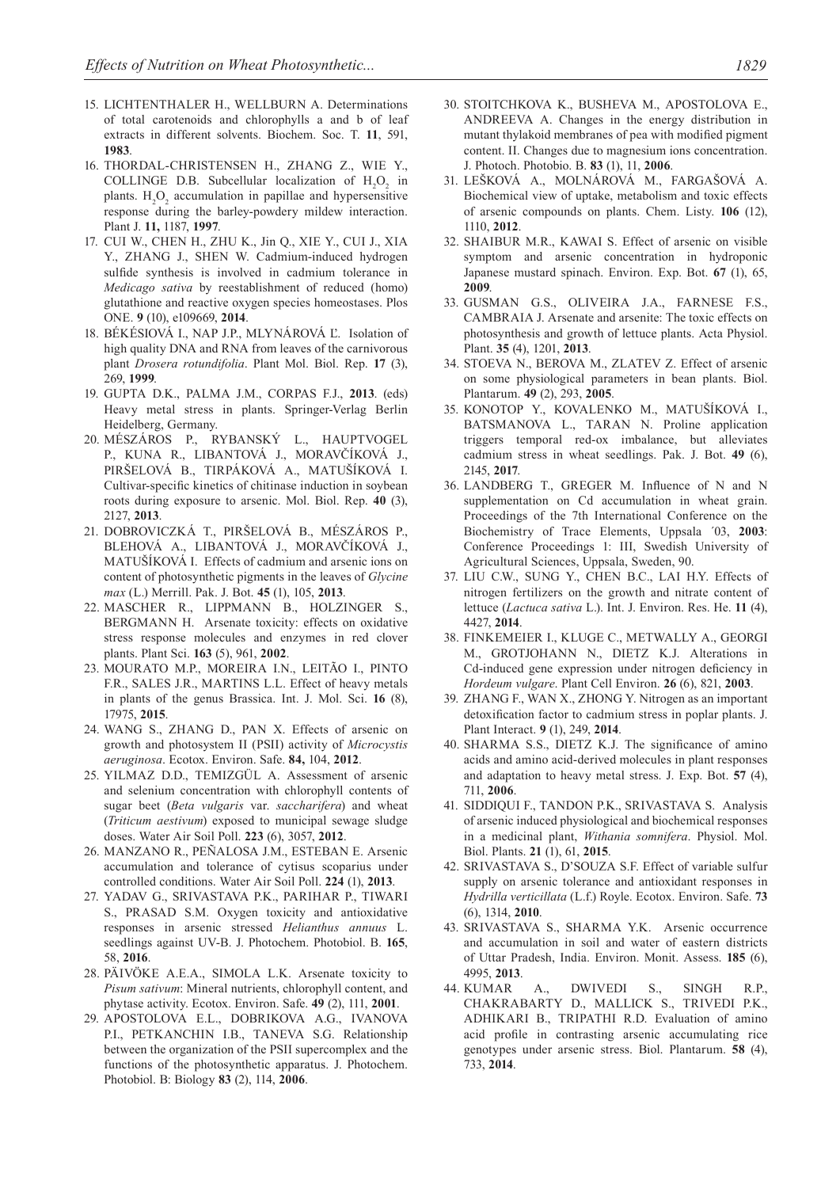15. LICHTENTHALER H., WELLBURN A. Determinations of total carotenoids and chlorophylls a and b of leaf extracts in different solvents. Biochem. Soc. T. **11**, 591, **1983**.
16. THORDAL-CHRISTENSEN H., ZHANG Z., WIE Y., COLLINGE D.B. Subcellular localization of $H_2O_2$ in plants. $H_2O_2$ accumulation in papillae and hypersensitive response during the barley-powdery mildew interaction. Plant J. **11,** 1187, **1997**.
17. CUI W., CHEN H., ZHU K., Jin Q., XIE Y., CUI J., XIA Y., ZHANG J., SHEN W. Cadmium-induced hydrogen sulfide synthesis is involved in cadmium tolerance in *Medicago sativa* by reestablishment of reduced (homo) glutathione and reactive oxygen species homeostases. Plos ONE. **9** (10), e109669, **2014**.
18. BÉKÉSIOVÁ I., NAP J.P., MLYNÁROVÁ Ľ. Isolation of high quality DNA and RNA from leaves of the carnivorous plant *Drosera rotundifolia*. Plant Mol. Biol. Rep. **17** (3), 269, **1999**.
19. GUPTA D.K., PALMA J.M., CORPAS F.J., **2013**. (eds) Heavy metal stress in plants. Springer-Verlag Berlin Heidelberg, Germany.
20. MÉSZÁROS P., RYBANSKÝ L., HAUPTVOGEL P., KUNA R., LIBANTOVÁ J., MORAVČÍKOVÁ J., PIRŠELOVÁ B., TIRPÁKOVÁ A., MATUŠÍKOVÁ I. Cultivar-specific kinetics of chitinase induction in soybean roots during exposure to arsenic. Mol. Biol. Rep. **40** (3), 2127, **2013**.
21. DOBROVICZKÁ T., PIRŠELOVÁ B., MÉSZÁROS P., BLEHOVÁ A., LIBANTOVÁ J., MORAVČÍKOVÁ J., MATUŠÍKOVÁ I. Effects of cadmium and arsenic ions on content of photosynthetic pigments in the leaves of *Glycine max* (L.) Merrill. Pak. J. Bot. **45** (1), 105, **2013**.
22. MASCHER R., LIPPMANN B., HOLZINGER S., BERGMANN H. Arsenate toxicity: effects on oxidative stress response molecules and enzymes in red clover plants. Plant Sci. **163** (5), 961, **2002**.
23. MOURATO M.P., MOREIRA I.N., LEITÃO I., PINTO F.R., SALES J.R., MARTINS L.L. Effect of heavy metals in plants of the genus Brassica. Int. J. Mol. Sci. **16** (8), 17975, **2015**.
24. WANG S., ZHANG D., PAN X. Effects of arsenic on growth and photosystem II (PSII) activity of *Microcystis aeruginosa*. Ecotox. Environ. Safe. **84,** 104, **2012**.
25. YILMAZ D.D., TEMIZGÜL A. Assessment of arsenic and selenium concentration with chlorophyll contents of sugar beet (*Beta vulgaris* var. *saccharifera*) and wheat (*Triticum aestivum*) exposed to municipal sewage sludge doses. Water Air Soil Poll. **223** (6), 3057, **2012**.
26. MANZANO R., PEÑALOSA J.M., ESTEBAN E. Arsenic accumulation and tolerance of cytisus scoparius under controlled conditions. Water Air Soil Poll. **224** (1), **2013**.
27. YADAV G., SRIVASTAVA P.K., PARIHAR P., TIWARI S., PRASAD S.M. Oxygen toxicity and antioxidative responses in arsenic stressed *Helianthus annuus* L. seedlings against UV-B. J. Photochem. Photobiol. B. **165**, 58, **2016**.
28. PÄIVÖKE A.E.A., SIMOLA L.K. Arsenate toxicity to *Pisum sativum*: Mineral nutrients, chlorophyll content, and phytase activity. Ecotox. Environ. Safe. **49** (2), 111, **2001**.
29. APOSTOLOVA E.L., DOBRIKOVA A.G., IVANOVA P.I., PETKANCHIN I.B., TANEVA S.G. Relationship between the organization of the PSII supercomplex and the functions of the photosynthetic apparatus. J. Photochem. Photobiol. B: Biology **83** (2), 114, **2006**.
30. STOITCHKOVA K., BUSHEVA M., APOSTOLOVA E., ANDREEVA A. Changes in the energy distribution in mutant thylakoid membranes of pea with modified pigment content. II. Changes due to magnesium ions concentration. J. Photoch. Photobio. B. **83** (1), 11, **2006**.
31. LEŠKOVÁ A., MOLNÁROVÁ M., FARGAŠOVÁ A. Biochemical view of uptake, metabolism and toxic effects of arsenic compounds on plants. Chem. Listy. **106** (12), 1110, **2012**.
32. SHAIBUR M.R., KAWAI S. Effect of arsenic on visible symptom and arsenic concentration in hydroponic Japanese mustard spinach. Environ. Exp. Bot. **67** (1), 65, **2009**.
33. GUSMAN G.S., OLIVEIRA J.A., FARNESE F.S., CAMBRAIA J. Arsenate and arsenite: The toxic effects on photosynthesis and growth of lettuce plants. Acta Physiol. Plant. **35** (4), 1201, **2013**.
34. STOEVA N., BEROVA M., ZLATEV Z. Effect of arsenic on some physiological parameters in bean plants. Biol. Plantarum. **49** (2), 293, **2005**.
35. KONOTOP Y., KOVALENKO M., MATUŠÍKOVÁ I., BATSMANOVA L., TARAN N. Proline application triggers temporal red-ox imbalance, but alleviates cadmium stress in wheat seedlings. Pak. J. Bot. **49** (6), 2145, **2017**.
36. LANDBERG T., GREGER M. Influence of N and N supplementation on Cd accumulation in wheat grain. Proceedings of the 7th International Conference on the Biochemistry of Trace Elements, Uppsala ´03, **2003**: Conference Proceedings 1: III, Swedish University of Agricultural Sciences, Uppsala, Sweden, 90.
37. LIU C.W., SUNG Y., CHEN B.C., LAI H.Y. Effects of nitrogen fertilizers on the growth and nitrate content of lettuce (*Lactuca sativa* L.). Int. J. Environ. Res. He. **11** (4), 4427, **2014**.
38. FINKEMEIER I., KLUGE C., METWALLY A., GEORGI M., GROTJOHANN N., DIETZ K.J. Alterations in Cd-induced gene expression under nitrogen deficiency in *Hordeum vulgare*. Plant Cell Environ. **26** (6), 821, **2003**.
39. ZHANG F., WAN X., ZHONG Y. Nitrogen as an important detoxification factor to cadmium stress in poplar plants. J. Plant Interact. **9** (1), 249, **2014**.
40. SHARMA S.S., DIETZ K.J. The significance of amino acids and amino acid-derived molecules in plant responses and adaptation to heavy metal stress. J. Exp. Bot. **57** (4), 711, **2006**.
41. SIDDIQUI F., TANDON P.K., SRIVASTAVA S. Analysis of arsenic induced physiological and biochemical responses in a medicinal plant, *Withania somnifera*. Physiol. Mol. Biol. Plants. **21** (1), 61, **2015**.
42. SRIVASTAVA S., D'SOUZA S.F. Effect of variable sulfur supply on arsenic tolerance and antioxidant responses in *Hydrilla verticillata* (L.f.) Royle. Ecotox. Environ. Safe. **73** (6), 1314, **2010**.
43. SRIVASTAVA S., SHARMA Y.K. Arsenic occurrence and accumulation in soil and water of eastern districts of Uttar Pradesh, India. Environ. Monit. Assess. **185** (6), 4995, **2013**.
44. KUMAR A., DWIVEDI S., SINGH R.P., CHAKRABARTY D., MALLICK S., TRIVEDI P.K., ADHIKARI B., TRIPATHI R.D. Evaluation of amino acid profile in contrasting arsenic accumulating rice genotypes under arsenic stress. Biol. Plantarum. **58** (4), 733, **2014**.